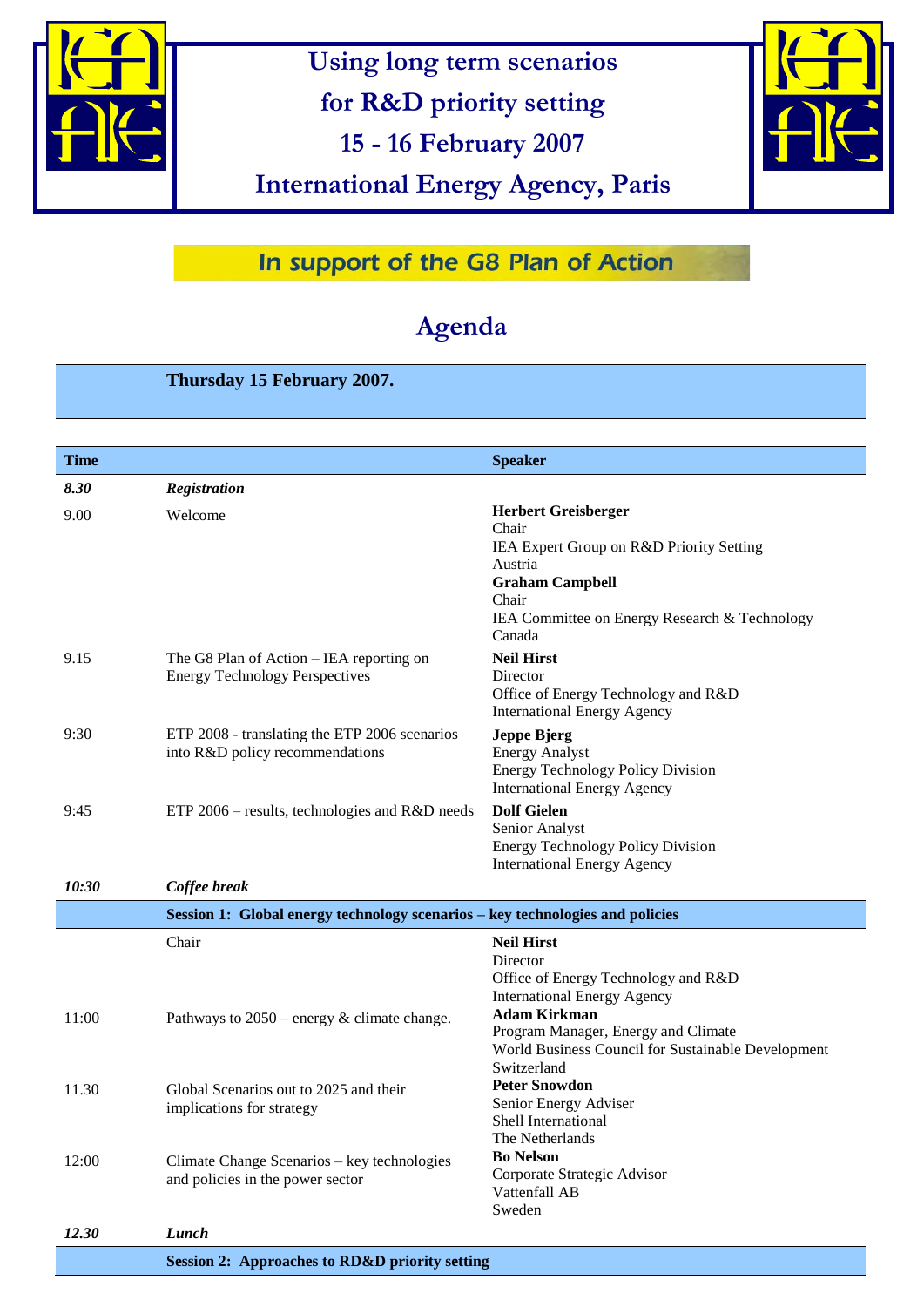# Using long term scenarios for R&D priority setting

## 15 - 16 February 2007

## International Energy Agency, Paris

**In support of the G8 Plan of Action**

# Agenda

**Thursday 15 February 2007.**

| Time | | Speaker |
|---|---|---|
| ***8.30*** | ***Registration*** | |
| 9.00 | Welcome | **Herbert Greisberger**<br>Chair<br>IEA Expert Group on R&D Priority Setting<br>Austria<br>**Graham Campbell**<br>Chair<br>IEA Committee on Energy Research & Technology<br>Canada |
| 9.15 | The G8 Plan of Action – IEA reporting on Energy Technology Perspectives | **Neil Hirst**<br>Director<br>Office of Energy Technology and R&D<br>International Energy Agency |
| 9:30 | ETP 2008 - translating the ETP 2006 scenarios into R&D policy recommendations | **Jeppe Bjerg**<br>Energy Analyst<br>Energy Technology Policy Division<br>International Energy Agency |
| 9:45 | ETP 2006 – results, technologies and R&D needs | **Dolf Gielen**<br>Senior Analyst<br>Energy Technology Policy Division<br>International Energy Agency |
| ***10:30*** | ***Coffee break*** | |
| | **Session 1: Global energy technology scenarios – key technologies and policies** | |
| | Chair | **Neil Hirst**<br>Director<br>Office of Energy Technology and R&D<br>International Energy Agency |
| 11:00 | Pathways to 2050 – energy & climate change. | **Adam Kirkman**<br>Program Manager, Energy and Climate<br>World Business Council for Sustainable Development<br>Switzerland |
| 11.30 | Global Scenarios out to 2025 and their implications for strategy | **Peter Snowdon**<br>Senior Energy Adviser<br>Shell International<br>The Netherlands |
| 12:00 | Climate Change Scenarios – key technologies and policies in the power sector | **Bo Nelson**<br>Corporate Strategic Advisor<br>Vattenfall AB<br>Sweden |
| ***12.30*** | ***Lunch*** | |
| | **Session 2: Approaches to RD&D priority setting** | |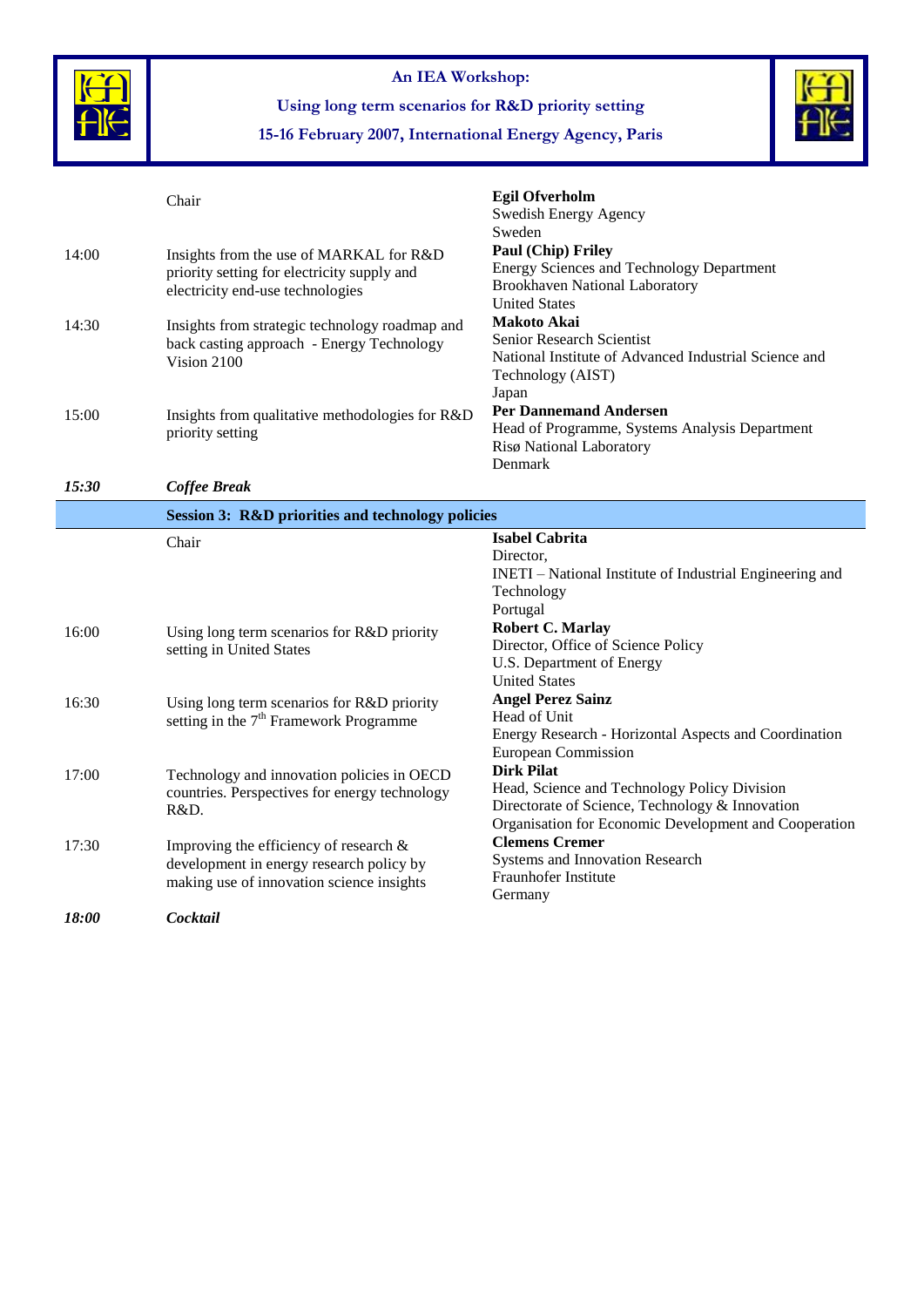| | | |
|---|---|---|
| | Chair | **Egil Ofverholm**<br>Swedish Energy Agency<br>Sweden |
| 14:00 | Insights from the use of MARKAL for R&D priority setting for electricity supply and electricity end-use technologies | **Paul (Chip) Friley**<br>Energy Sciences and Technology Department<br>Brookhaven National Laboratory<br>United States |
| 14:30 | Insights from strategic technology roadmap and back casting approach - Energy Technology Vision 2100 | **Makoto Akai**<br>Senior Research Scientist<br>National Institute of Advanced Industrial Science and Technology (AIST)<br>Japan |
| 15:00 | Insights from qualitative methodologies for R&D priority setting | **Per Dannemand Andersen**<br>Head of Programme, Systems Analysis Department<br>Risø National Laboratory<br>Denmark |
| ***15:30*** | ***Coffee Break*** | |
| | **Session 3: R&D priorities and technology policies** | |
| | Chair | **Isabel Cabrita**<br>Director,<br>INETI – National Institute of Industrial Engineering and Technology<br>Portugal |
| 16:00 | Using long term scenarios for R&D priority setting in United States | **Robert C. Marlay**<br>Director, Office of Science Policy<br>U.S. Department of Energy<br>United States |
| 16:30 | Using long term scenarios for R&D priority setting in the 7th Framework Programme | **Angel Perez Sainz**<br>Head of Unit<br>Energy Research - Horizontal Aspects and Coordination<br>European Commission |
| 17:00 | Technology and innovation policies in OECD countries. Perspectives for energy technology R&D. | **Dirk Pilat**<br>Head, Science and Technology Policy Division<br>Directorate of Science, Technology & Innovation<br>Organisation for Economic Development and Cooperation |
| 17:30 | Improving the efficiency of research & development in energy research policy by making use of innovation science insights | **Clemens Cremer**<br>Systems and Innovation Research<br>Fraunhofer Institute<br>Germany |
| ***18:00*** | ***Cocktail*** | |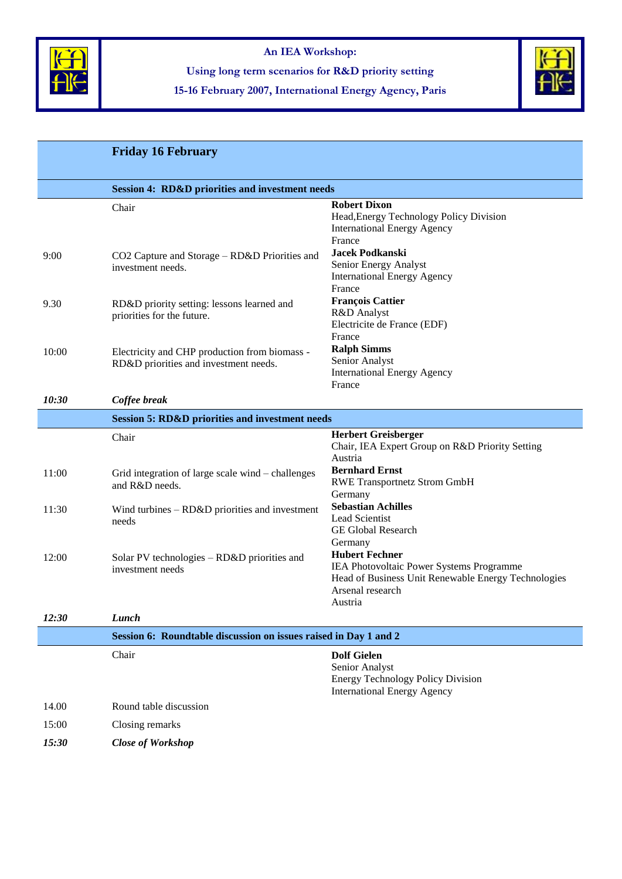**An IEA Workshop:**

**Using long term scenarios for R&D priority setting**

**15-16 February 2007, International Energy Agency, Paris**

## Friday 16 February

| | | |
|---|---|---|
| | **Session 4: RD&D priorities and investment needs** | |
| | Chair | **Robert Dixon**<br>Head,Energy Technology Policy Division<br>International Energy Agency<br>France |
| 9:00 | $CO_2$ Capture and Storage – RD&D Priorities and investment needs. | **Jacek Podkanski**<br>Senior Energy Analyst<br>International Energy Agency<br>France |
| 9.30 | RD&D priority setting: lessons learned and priorities for the future. | **François Cattier**<br>R&D Analyst<br>Electricite de France (EDF)<br>France |
| 10:00 | Electricity and CHP production from biomass - RD&D priorities and investment needs. | **Ralph Simms**<br>Senior Analyst<br>International Energy Agency<br>France |
| ***10:30*** | ***Coffee break*** | |
| | **Session 5: RD&D priorities and investment needs** | |
| | Chair | **Herbert Greisberger**<br>Chair, IEA Expert Group on R&D Priority Setting<br>Austria |
| 11:00 | Grid integration of large scale wind – challenges and R&D needs. | **Bernhard Ernst**<br>RWE Transportnetz Strom GmbH<br>Germany |
| 11:30 | Wind turbines – RD&D priorities and investment needs | **Sebastian Achilles**<br>Lead Scientist<br>GE Global Research<br>Germany |
| 12:00 | Solar PV technologies – RD&D priorities and investment needs | **Hubert Fechner**<br>IEA Photovoltaic Power Systems Programme<br>Head of Business Unit Renewable Energy Technologies<br>Arsenal research<br>Austria |
| ***12:30*** | ***Lunch*** | |
| | **Session 6: Roundtable discussion on issues raised in Day 1 and 2** | |
| | Chair | **Dolf Gielen**<br>Senior Analyst<br>Energy Technology Policy Division<br>International Energy Agency |
| 14.00 | Round table discussion | |
| 15:00 | Closing remarks | |
| ***15:30*** | ***Close of Workshop*** | |